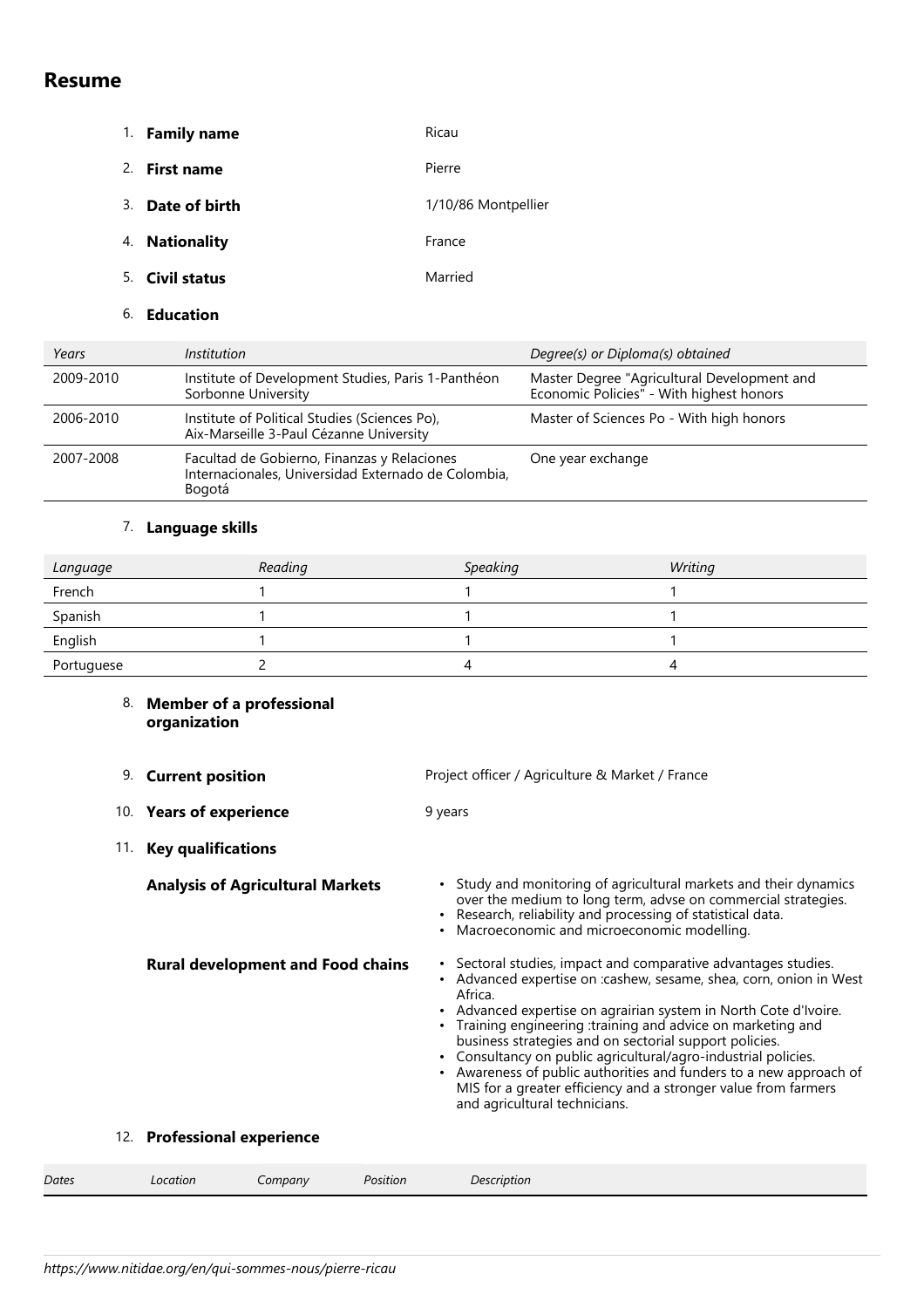# Resume

1. **Family name** Ricau
2. **First name** Pierre
3. **Date of birth** 1/10/86 Montpellier
4. **Nationality** France
5. **Civil status** Married
6. **Education**

| *Years* | *Institution* | *Degree(s) or Diploma(s) obtained* |
|---|---|---|
| 2009-2010 | Institute of Development Studies, Paris 1-Panthéon Sorbonne University | Master Degree "Agricultural Development and Economic Policies" - With highest honors |
| 2006-2010 | Institute of Political Studies (Sciences Po), Aix-Marseille 3-Paul Cézanne University | Master of Sciences Po - With high honors |
| 2007-2008 | Facultad de Gobierno, Finanzas y Relaciones Internacionales, Universidad Externado de Colombia, Bogotá | One year exchange |

7. **Language skills**

| *Language* | *Reading* | *Speaking* | *Writing* |
|---|---|---|---|
| French | 1 | 1 | 1 |
| Spanish | 1 | 1 | 1 |
| English | 1 | 1 | 1 |
| Portuguese | 2 | 4 | 4 |

8. **Member of a professional organization**

9. **Current position** Project officer / Agriculture & Market / France

10. **Years of experience** 9 years

11. **Key qualifications**

**Analysis of Agricultural Markets**

- Study and monitoring of agricultural markets and their dynamics over the medium to long term, advse on commercial strategies.
- Research, reliability and processing of statistical data.
- Macroeconomic and microeconomic modelling.

**Rural development and Food chains**

- Sectoral studies, impact and comparative advantages studies.
- Advanced expertise on :cashew, sesame, shea, corn, onion in West Africa.
- Advanced expertise on agrairian system in North Cote d'Ivoire.
- Training engineering :training and advice on marketing and business strategies and on sectorial support policies.
- Consultancy on public agricultural/agro-industrial policies.
- Awareness of public authorities and funders to a new approach of MIS for a greater efficiency and a stronger value from farmers and agricultural technicians.

12. **Professional experience**

| *Dates* | *Location* | *Company* | *Position* | *Description* |
|---|---|---|---|---|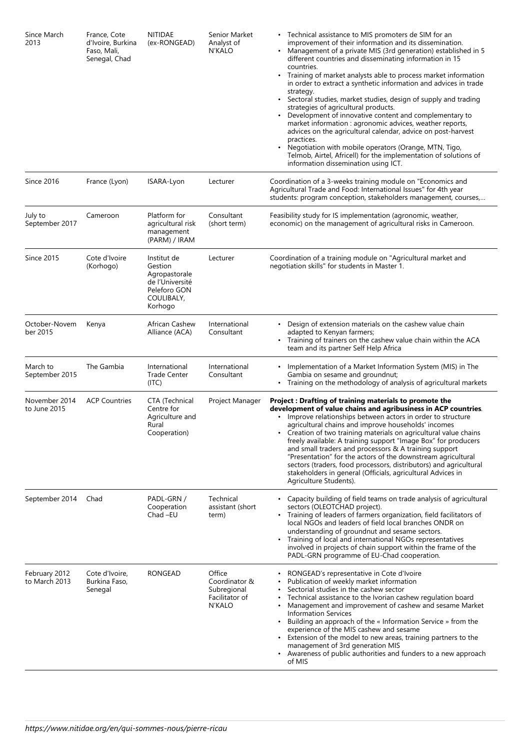| | | | | |
|---|---|---|---|---|
| Since March 2013 | France, Cote d'Ivoire, Burkina Faso, Mali, Senegal, Chad | NITIDAE (ex-RONGEAD) | Senior Market Analyst of N'KALO | • Technical assistance to MIS promoters de SIM for an improvement of their information and its dissemination.<br>• Management of a private MIS (3rd generation) established in 5 different countries and disseminating information in 15 countries.<br>• Training of market analysts able to process market information in order to extract a synthetic information and advices in trade strategy.<br>• Sectoral studies, market studies, design of supply and trading strategies of agricultural products.<br>• Development of innovative content and complementary to market information : agronomic advices, weather reports, advices on the agricultural calendar, advice on post-harvest practices.<br>• Negotiation with mobile operators (Orange, MTN, Tigo, Telmob, Airtel, Africell) for the implementation of solutions of information dissemination using ICT. |
| Since 2016 | France (Lyon) | ISARA-Lyon | Lecturer | Coordination of a 3-weeks training module on "Economics and Agricultural Trade and Food: International Issues" for 4th year students: program conception, stakeholders management, courses,... |
| July to September 2017 | Cameroon | Platform for agricultural risk management (PARM) / IRAM | Consultant (short term) | Feasibility study for IS implementation (agronomic, weather, economic) on the management of agricultural risks in Cameroon. |
| Since 2015 | Cote d'Ivoire (Korhogo) | Institut de Gestion Agropastorale de l'Université Peleforo GON COULIBALY, Korhogo | Lecturer | Coordination of a training module on "Agricultural market and negotiation skills" for students in Master 1. |
| October-November 2015 | Kenya | African Cashew Alliance (ACA) | International Consultant | • Design of extension materials on the cashew value chain adapted to Kenyan farmers;<br>• Training of trainers on the cashew value chain within the ACA team and its partner Self Help Africa |
| March to September 2015 | The Gambia | International Trade Center (ITC) | International Consultant | • Implementation of a Market Information System (MIS) in The Gambia on sesame and groundnut;<br>• Training on the methodology of analysis of agricultural markets |
| November 2014 to June 2015 | ACP Countries | CTA (Technical Centre for Agriculture and Rural Cooperation) | Project Manager | **Project : Drafting of training materials to promote the development of value chains and agribusiness in ACP countries**.<br>• Improve relationships between actors in order to structure agricultural chains and improve households' incomes<br>• Creation of two training materials on agricultural value chains freely available: A training support "Image Box" for producers and small traders and processors & A training support "Presentation" for the actors of the downstream agricultural sectors (traders, food processors, distributors) and agricultural stakeholders in general (Officials, agricultural Advices in Agriculture Students). |
| September 2014 | Chad | PADL-GRN / Cooperation Chad –EU | Technical assistant (short term) | • Capacity building of field teams on trade analysis of agricultural sectors (OLEOTCHAD project).<br>• Training of leaders of farmers organization, field facilitators of local NGOs and leaders of field local branches ONDR on understanding of groundnut and sesame sectors.<br>• Training of local and international NGOs representatives involved in projects of chain support within the frame of the PADL-GRN programme of EU-Chad cooperation. |
| February 2012 to March 2013 | Cote d'Ivoire, Burkina Faso, Senegal | RONGEAD | Office Coordinator & Subregional Facilitator of N'KALO | • RONGEAD's representative in Cote d'Ivoire<br>• Publication of weekly market information<br>• Sectorial studies in the cashew sector<br>• Technical assistance to the Ivorian cashew regulation board<br>• Management and improvement of cashew and sesame Market Information Services<br>• Building an approach of the « Information Service » from the experience of the MIS cashew and sesame<br>• Extension of the model to new areas, training partners to the management of 3rd generation MIS<br>• Awareness of public authorities and funders to a new approach of MIS |

*https://www.nitidae.org/en/qui-sommes-nous/pierre-ricau*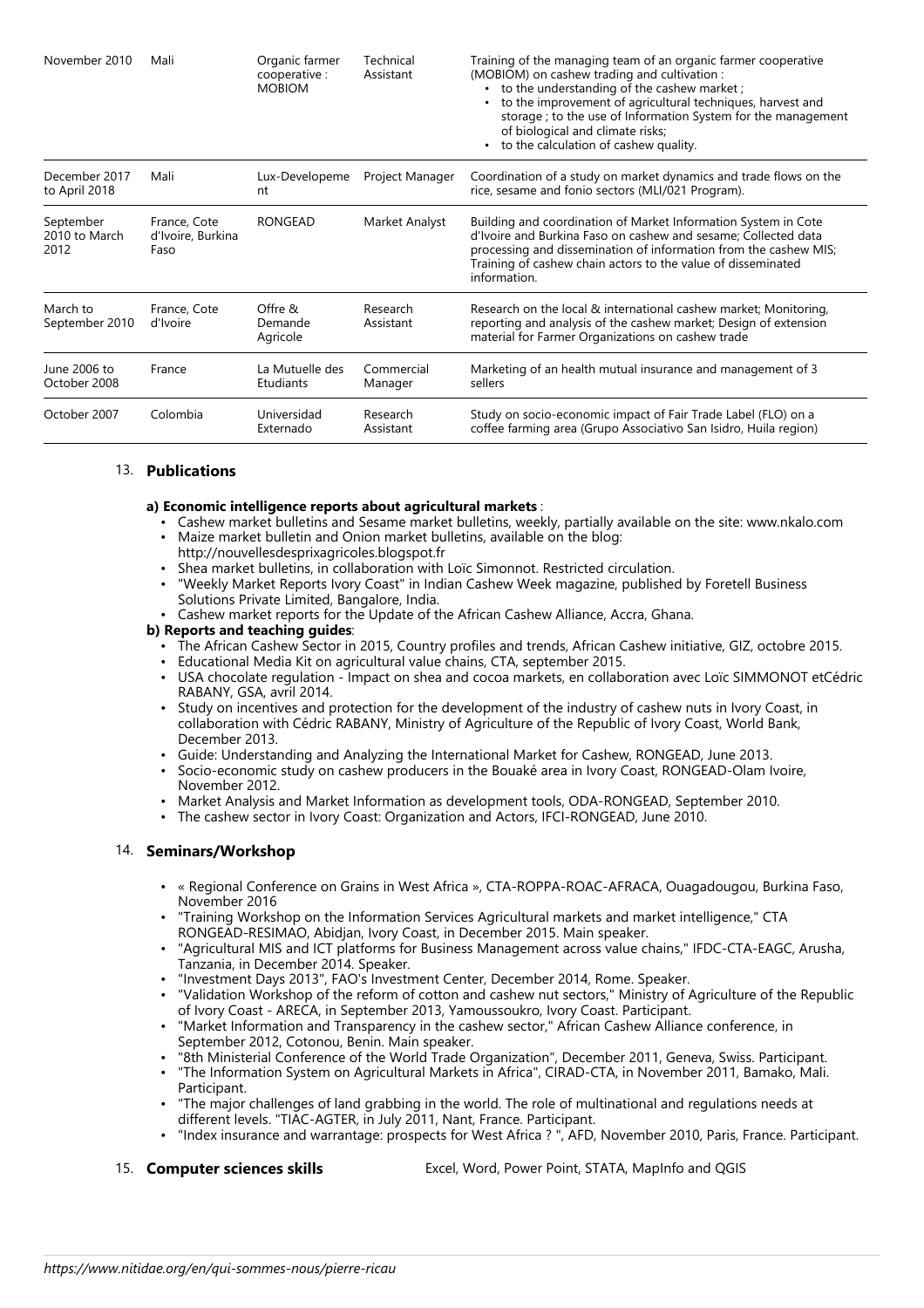| | | | | |
|---|---|---|---|---|
| November 2010 | Mali | Organic farmer cooperative : MOBIOM | Technical Assistant | Training of the managing team of an organic farmer cooperative (MOBIOM) on cashew trading and cultivation :<br>• to the understanding of the cashew market ;<br>• to the improvement of agricultural techniques, harvest and storage ; to the use of Information System for the management of biological and climate risks;<br>• to the calculation of cashew quality. |
| December 2017 to April 2018 | Mali | Lux-Developement | Project Manager | Coordination of a study on market dynamics and trade flows on the rice, sesame and fonio sectors (MLI/021 Program). |
| September 2010 to March 2012 | France, Cote d'Ivoire, Burkina Faso | RONGEAD | Market Analyst | Building and coordination of Market Information System in Cote d'Ivoire and Burkina Faso on cashew and sesame; Collected data processing and dissemination of information from the cashew MIS; Training of cashew chain actors to the value of disseminated information. |
| March to September 2010 | France, Cote d'Ivoire | Offre & Demande Agricole | Research Assistant | Research on the local & international cashew market; Monitoring, reporting and analysis of the cashew market; Design of extension material for Farmer Organizations on cashew trade |
| June 2006 to October 2008 | France | La Mutuelle des Etudiants | Commercial Manager | Marketing of an health mutual insurance and management of 3 sellers |
| October 2007 | Colombia | Universidad Externado | Research Assistant | Study on socio-economic impact of Fair Trade Label (FLO) on a coffee farming area (Grupo Associativo San Isidro, Huila region) |

## 13. Publications

**a) Economic intelligence reports about agricultural markets** :

- Cashew market bulletins and Sesame market bulletins, weekly, partially available on the site: www.nkalo.com
- Maize market bulletin and Onion market bulletins, available on the blog: http://nouvellesdesprixagricoles.blogspot.fr
- Shea market bulletins, in collaboration with Loïc Simonnot. Restricted circulation.
- "Weekly Market Reports Ivory Coast" in Indian Cashew Week magazine, published by Foretell Business Solutions Private Limited, Bangalore, India.
- Cashew market reports for the Update of the African Cashew Alliance, Accra, Ghana.

**b) Reports and teaching guides**:

- The African Cashew Sector in 2015, Country profiles and trends, African Cashew initiative, GIZ, octobre 2015.
- Educational Media Kit on agricultural value chains, CTA, september 2015.
- USA chocolate regulation - Impact on shea and cocoa markets, en collaboration avec Loïc SIMMONOT etCédric RABANY, GSA, avril 2014.
- Study on incentives and protection for the development of the industry of cashew nuts in Ivory Coast, in collaboration with Cédric RABANY, Ministry of Agriculture of the Republic of Ivory Coast, World Bank, December 2013.
- Guide: Understanding and Analyzing the International Market for Cashew, RONGEAD, June 2013.
- Socio-economic study on cashew producers in the Bouaké area in Ivory Coast, RONGEAD-Olam Ivoire, November 2012.
- Market Analysis and Market Information as development tools, ODA-RONGEAD, September 2010.
- The cashew sector in Ivory Coast: Organization and Actors, IFCI-RONGEAD, June 2010.

## 14. Seminars/Workshop

- « Regional Conference on Grains in West Africa », CTA-ROPPA-ROAC-AFRACA, Ouagadougou, Burkina Faso, November 2016
- "Training Workshop on the Information Services Agricultural markets and market intelligence," CTA RONGEAD-RESIMAO, Abidjan, Ivory Coast, in December 2015. Main speaker.
- "Agricultural MIS and ICT platforms for Business Management across value chains," IFDC-CTA-EAGC, Arusha, Tanzania, in December 2014. Speaker.
- "Investment Days 2013", FAO's Investment Center, December 2014, Rome. Speaker.
- "Validation Workshop of the reform of cotton and cashew nut sectors," Ministry of Agriculture of the Republic of Ivory Coast - ARECA, in September 2013, Yamoussoukro, Ivory Coast. Participant.
- "Market Information and Transparency in the cashew sector," African Cashew Alliance conference, in September 2012, Cotonou, Benin. Main speaker.
- "8th Ministerial Conference of the World Trade Organization", December 2011, Geneva, Swiss. Participant.
- "The Information System on Agricultural Markets in Africa", CIRAD-CTA, in November 2011, Bamako, Mali. Participant.
- "The major challenges of land grabbing in the world. The role of multinational and regulations needs at different levels. "TIAC-AGTER, in July 2011, Nant, France. Participant.
- "Index insurance and warrantage: prospects for West Africa ? ", AFD, November 2010, Paris, France. Participant.

## 15. Computer sciences skills

Excel, Word, Power Point, STATA, MapInfo and QGIS